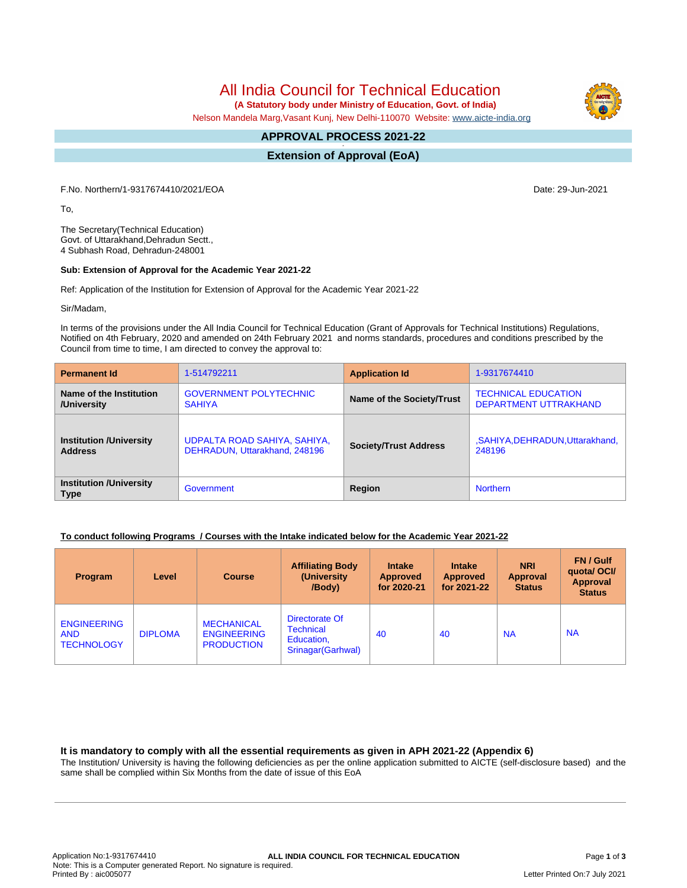# All India Council for Technical Education

**(A Statutory body under Ministry of Education, Govt. of India)**

Nelson Mandela Marg,Vasant Kunj, New Delhi-110070 Website: www.aicte-india.org

## APPROVAL PROCESS 2021-22

## Extension of Approval (EoA)

F.No. Northern/1-9317674410/2021/EOA

Date: 29-Jun-2021

To,

The Secretary(Technical Education)
Govt. of Uttarakhand,Dehradun Sectt.,
4 Subhash Road, Dehradun-248001

**Sub: Extension of Approval for the Academic Year 2021-22**

Ref: Application of the Institution for Extension of Approval for the Academic Year 2021-22

Sir/Madam,

In terms of the provisions under the All India Council for Technical Education (Grant of Approvals for Technical Institutions) Regulations, Notified on 4th February, 2020 and amended on 24th February 2021 and norms standards, procedures and conditions prescribed by the Council from time to time, I am directed to convey the approval to:

| **Permanent Id** | 1-514792211 | **Application Id** | 1-9317674410 |
|---|---|---|---|
| **Name of the Institution /University** | GOVERNMENT POLYTECHNIC SAHIYA | **Name of the Society/Trust** | TECHNICAL EDUCATION DEPARTMENT UTTRAKHAND |
| **Institution /University Address** | UDPALTA ROAD SAHIYA, SAHIYA, DEHRADUN, Uttarakhand, 248196 | **Society/Trust Address** | ,SAHIYA,DEHRADUN,Uttarakhand, 248196 |
| **Institution /University Type** | Government | **Region** | Northern |

**To conduct following Programs / Courses with the Intake indicated below for the Academic Year 2021-22**

| Program | Level | Course | Affiliating Body (University /Body) | Intake Approved for 2020-21 | Intake Approved for 2021-22 | NRI Approval Status | FN / Gulf quota/ OCI/ Approval Status |
|---|---|---|---|---|---|---|---|
| ENGINEERING AND TECHNOLOGY | DIPLOMA | MECHANICAL ENGINEERING PRODUCTION | Directorate Of Technical Education, Srinagar(Garhwal) | 40 | 40 | NA | NA |

### It is mandatory to comply with all the essential requirements as given in APH 2021-22 (Appendix 6)

The Institution/ University is having the following deficiencies as per the online application submitted to AICTE (self-disclosure based) and the same shall be complied within Six Months from the date of issue of this EoA

Application No:1-9317674410
Note: This is a Computer generated Report. No signature is required.
Printed By : aic005077

Letter Printed On:7 July 2021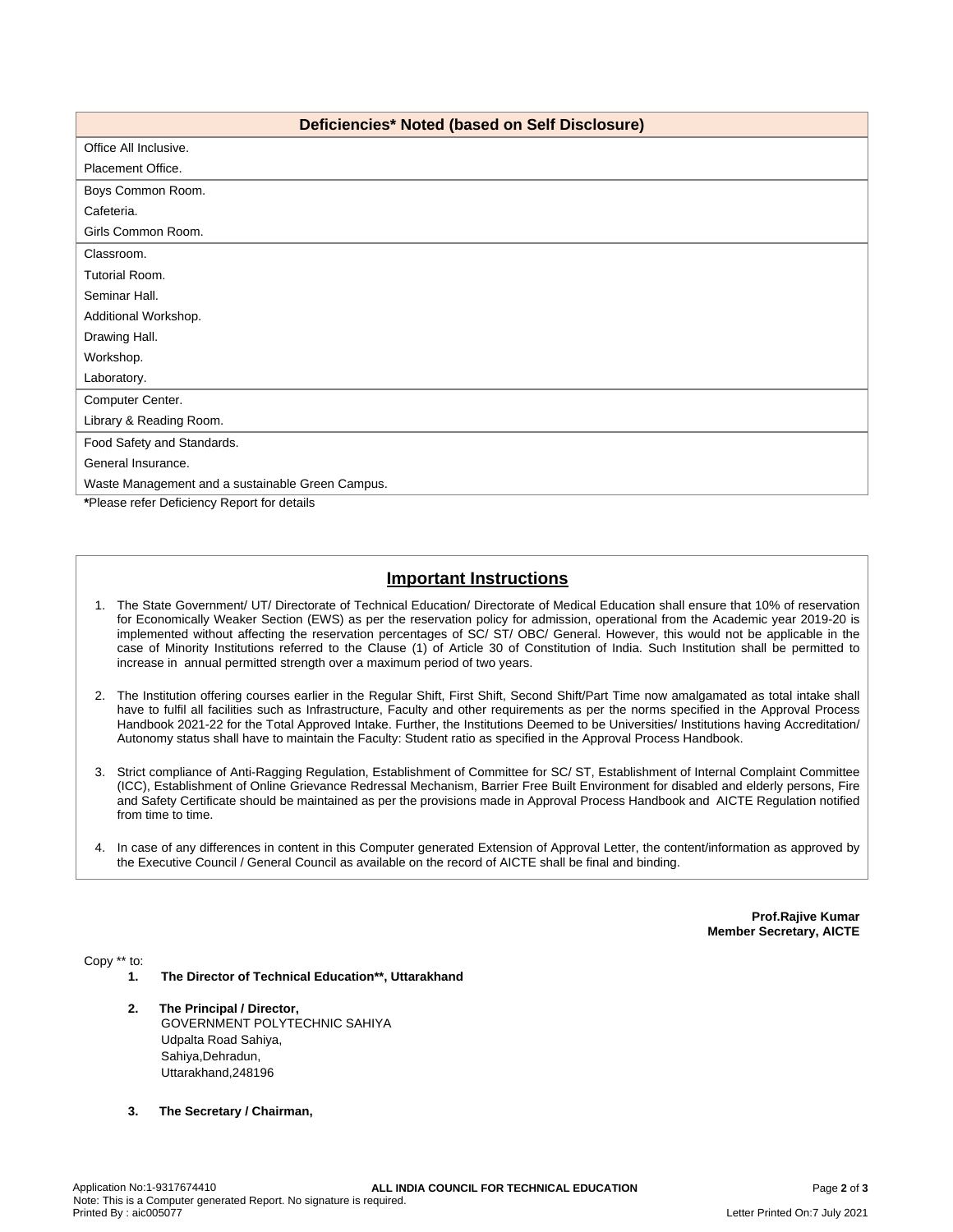| Deficiencies* Noted (based on Self Disclosure) |
|---|
| Office All Inclusive. |
| Placement Office. |
| Boys Common Room. |
| Cafeteria. |
| Girls Common Room. |
| Classroom. |
| Tutorial Room. |
| Seminar Hall. |
| Additional Workshop. |
| Drawing Hall. |
| Workshop. |
| Laboratory. |
| Computer Center. |
| Library & Reading Room. |
| Food Safety and Standards. |
| General Insurance. |
| Waste Management and a sustainable Green Campus. |

***Please refer Deficiency Report for details**

## Important Instructions

1. The State Government/ UT/ Directorate of Technical Education/ Directorate of Medical Education shall ensure that 10% of reservation for Economically Weaker Section (EWS) as per the reservation policy for admission, operational from the Academic year 2019-20 is implemented without affecting the reservation percentages of SC/ ST/ OBC/ General. However, this would not be applicable in the case of Minority Institutions referred to the Clause (1) of Article 30 of Constitution of India. Such Institution shall be permitted to increase in annual permitted strength over a maximum period of two years.

2. The Institution offering courses earlier in the Regular Shift, First Shift, Second Shift/Part Time now amalgamated as total intake shall have to fulfil all facilities such as Infrastructure, Faculty and other requirements as per the norms specified in the Approval Process Handbook 2021-22 for the Total Approved Intake. Further, the Institutions Deemed to be Universities/ Institutions having Accreditation/ Autonomy status shall have to maintain the Faculty: Student ratio as specified in the Approval Process Handbook.

3. Strict compliance of Anti-Ragging Regulation, Establishment of Committee for SC/ ST, Establishment of Internal Complaint Committee (ICC), Establishment of Online Grievance Redressal Mechanism, Barrier Free Built Environment for disabled and elderly persons, Fire and Safety Certificate should be maintained as per the provisions made in Approval Process Handbook and AICTE Regulation notified from time to time.

4. In case of any differences in content in this Computer generated Extension of Approval Letter, the content/information as approved by the Executive Council / General Council as available on the record of AICTE shall be final and binding.

**Prof.Rajive Kumar**
**Member Secretary, AICTE**

Copy ** to:

1. **The Director of Technical Education**, Uttarakhand**

2. **The Principal / Director,**
   GOVERNMENT POLYTECHNIC SAHIYA
   Udpalta Road Sahiya,
   Sahiya,Dehradun,
   Uttarakhand,248196

3. **The Secretary / Chairman,**

Application No:1-9317674410
Note: This is a Computer generated Report. No signature is required.
Printed By : aic005077
Letter Printed On:7 July 2021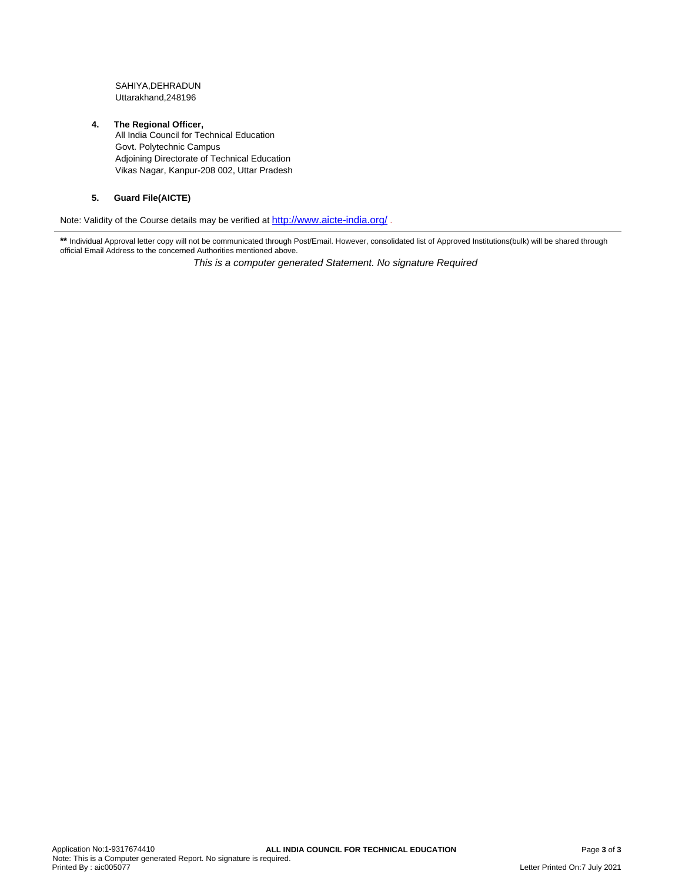SAHIYA,DEHRADUN
Uttarakhand,248196

4. **The Regional Officer,**
   All India Council for Technical Education
   Govt. Polytechnic Campus
   Adjoining Directorate of Technical Education
   Vikas Nagar, Kanpur-208 002, Uttar Pradesh

5. **Guard File(AICTE)**

Note: Validity of the Course details may be verified at http://www.aicte-india.org/ .

---

**\*\*** Individual Approval letter copy will not be communicated through Post/Email. However, consolidated list of Approved Institutions(bulk) will be shared through official Email Address to the concerned Authorities mentioned above.

*This is a computer generated Statement. No signature Required*

Application No:1-9317674410
Note: This is a Computer generated Report. No signature is required.
Printed By : aic005077

Letter Printed On:7 July 2021